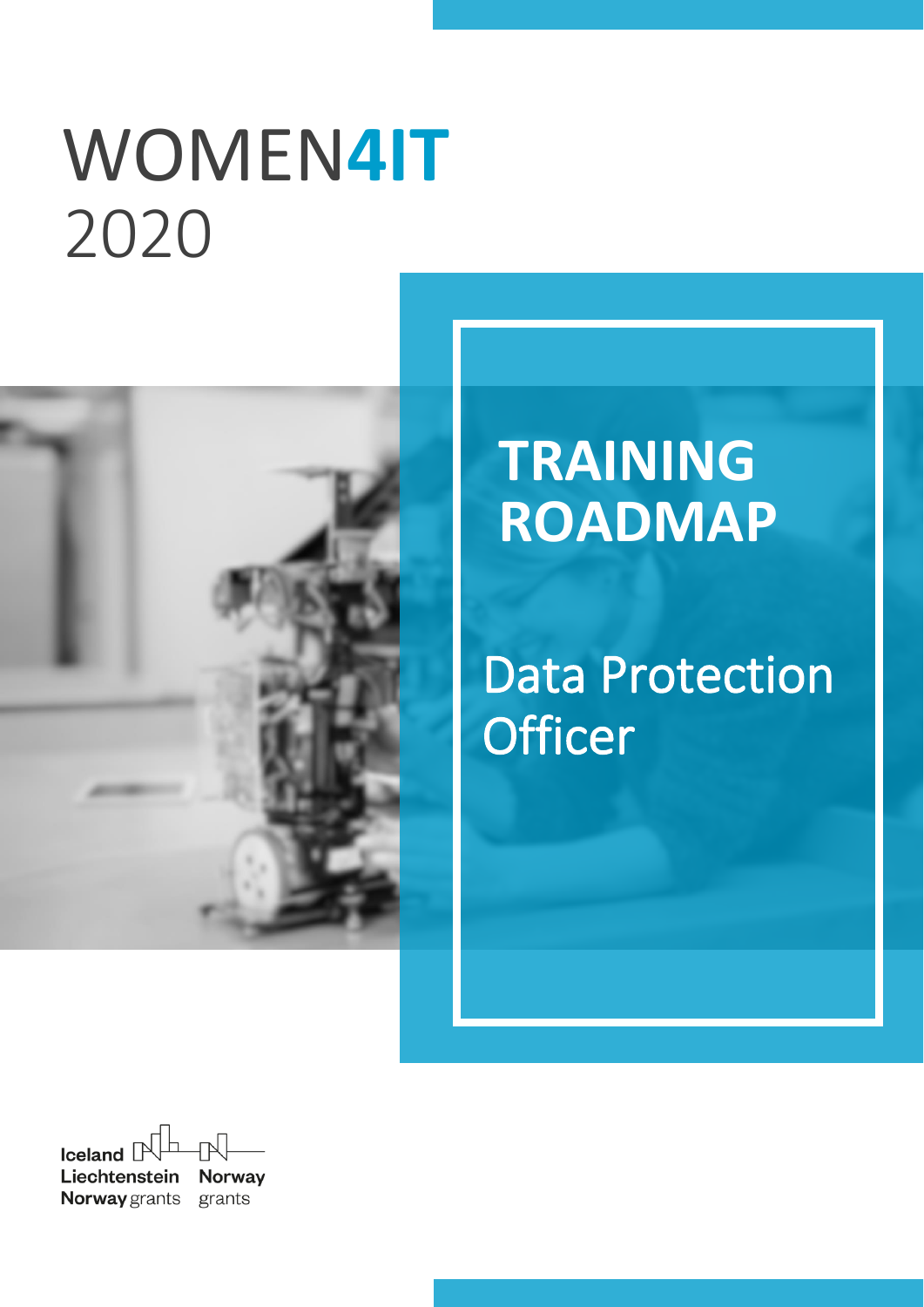# WOMEN4IT

2020

# TRAINING ROADMAP

## Data Protection Officer

Iceland
Liechtenstein
Norway grants

Norway grants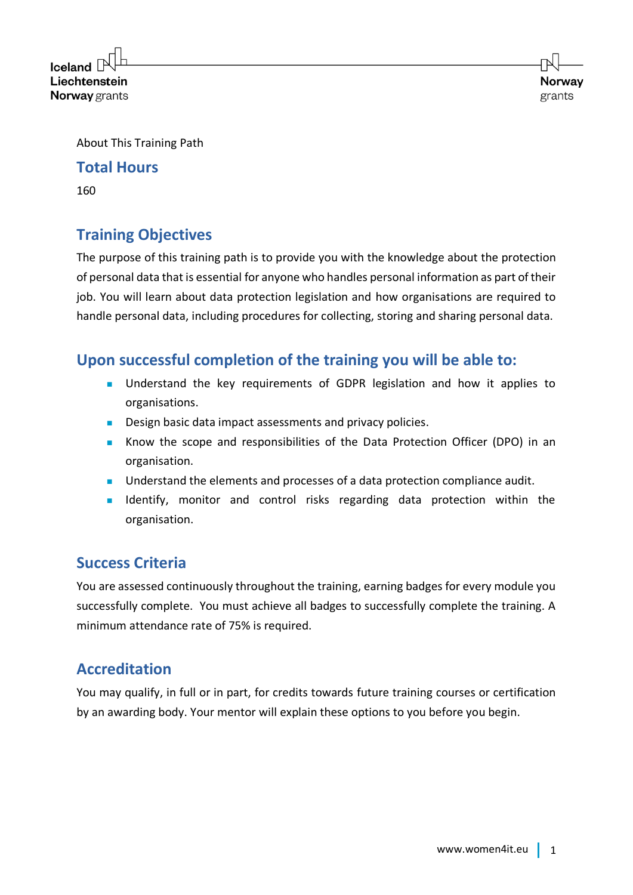About This Training Path

## Total Hours

160

## Training Objectives

The purpose of this training path is to provide you with the knowledge about the protection of personal data that is essential for anyone who handles personal information as part of their job. You will learn about data protection legislation and how organisations are required to handle personal data, including procedures for collecting, storing and sharing personal data.

## Upon successful completion of the training you will be able to:

- Understand the key requirements of GDPR legislation and how it applies to organisations.
- Design basic data impact assessments and privacy policies.
- Know the scope and responsibilities of the Data Protection Officer (DPO) in an organisation.
- Understand the elements and processes of a data protection compliance audit.
- Identify, monitor and control risks regarding data protection within the organisation.

## Success Criteria

You are assessed continuously throughout the training, earning badges for every module you successfully complete. You must achieve all badges to successfully complete the training. A minimum attendance rate of 75% is required.

## Accreditation

You may qualify, in full or in part, for credits towards future training courses or certification by an awarding body. Your mentor will explain these options to you before you begin.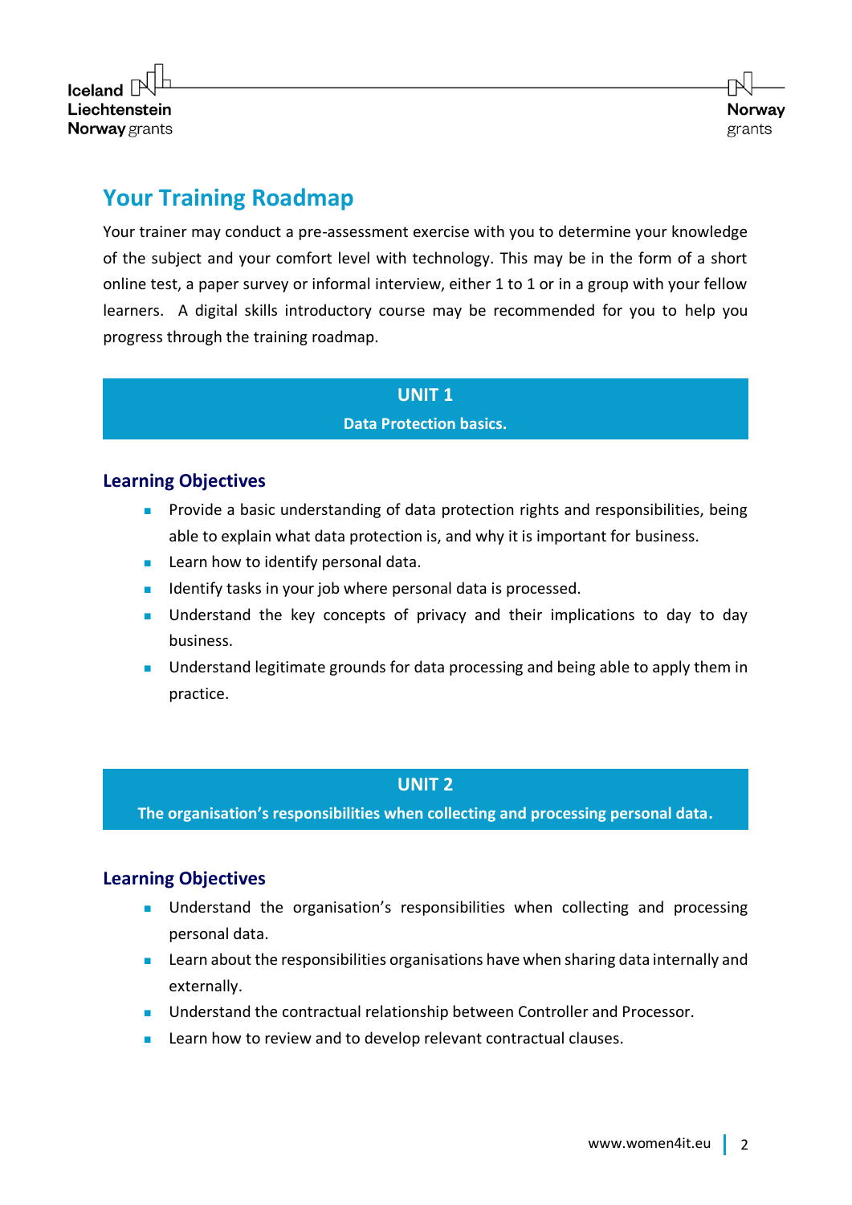# Your Training Roadmap

Your trainer may conduct a pre-assessment exercise with you to determine your knowledge of the subject and your comfort level with technology. This may be in the form of a short online test, a paper survey or informal interview, either 1 to 1 or in a group with your fellow learners. A digital skills introductory course may be recommended for you to help you progress through the training roadmap.

## UNIT 1

**Data Protection basics.**

### Learning Objectives

- Provide a basic understanding of data protection rights and responsibilities, being able to explain what data protection is, and why it is important for business.
- Learn how to identify personal data.
- Identify tasks in your job where personal data is processed.
- Understand the key concepts of privacy and their implications to day to day business.
- Understand legitimate grounds for data processing and being able to apply them in practice.

## UNIT 2

**The organisation's responsibilities when collecting and processing personal data.**

### Learning Objectives

- Understand the organisation's responsibilities when collecting and processing personal data.
- Learn about the responsibilities organisations have when sharing data internally and externally.
- Understand the contractual relationship between Controller and Processor.
- Learn how to review and to develop relevant contractual clauses.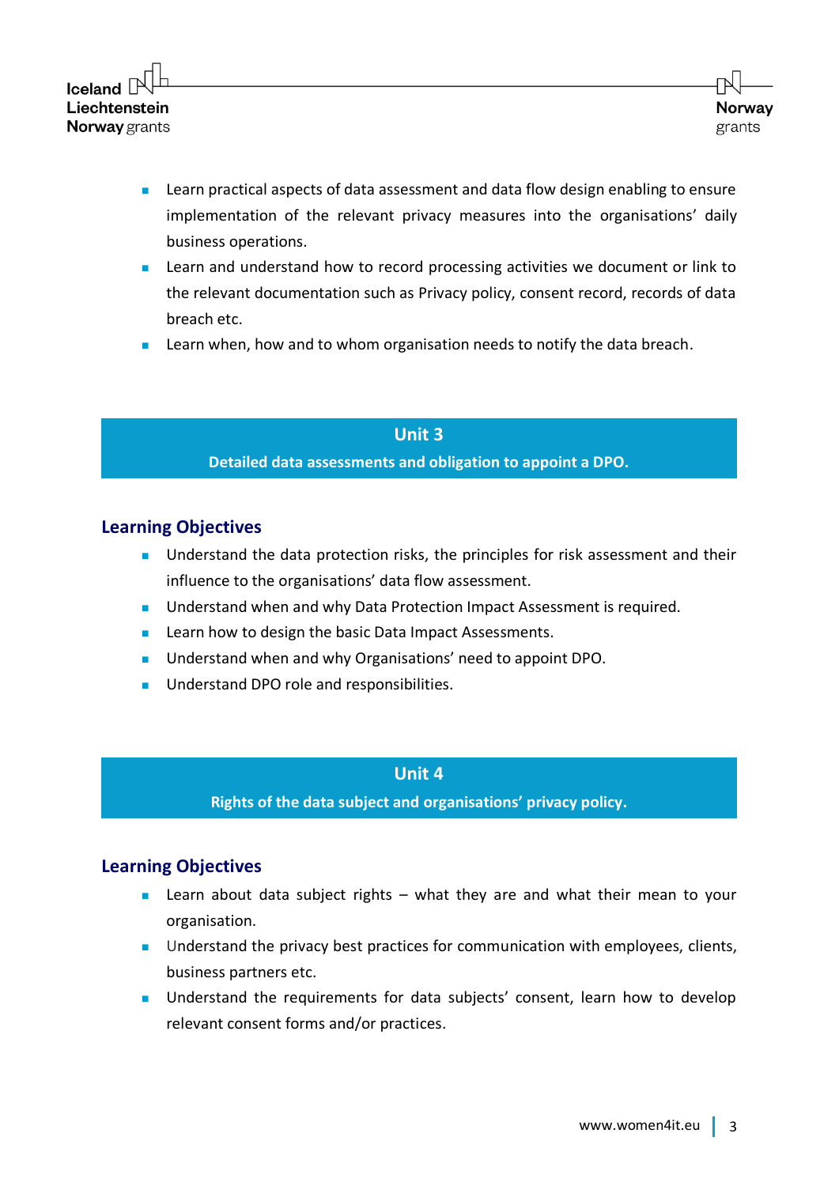- Learn practical aspects of data assessment and data flow design enabling to ensure implementation of the relevant privacy measures into the organisations' daily business operations.
- Learn and understand how to record processing activities we document or link to the relevant documentation such as Privacy policy, consent record, records of data breach etc.
- Learn when, how and to whom organisation needs to notify the data breach.

## Unit 3

**Detailed data assessments and obligation to appoint a DPO.**

### Learning Objectives

- Understand the data protection risks, the principles for risk assessment and their influence to the organisations' data flow assessment.
- Understand when and why Data Protection Impact Assessment is required.
- Learn how to design the basic Data Impact Assessments.
- Understand when and why Organisations' need to appoint DPO.
- Understand DPO role and responsibilities.

## Unit 4

**Rights of the data subject and organisations' privacy policy.**

### Learning Objectives

- Learn about data subject rights – what they are and what their mean to your organisation.
- Understand the privacy best practices for communication with employees, clients, business partners etc.
- Understand the requirements for data subjects' consent, learn how to develop relevant consent forms and/or practices.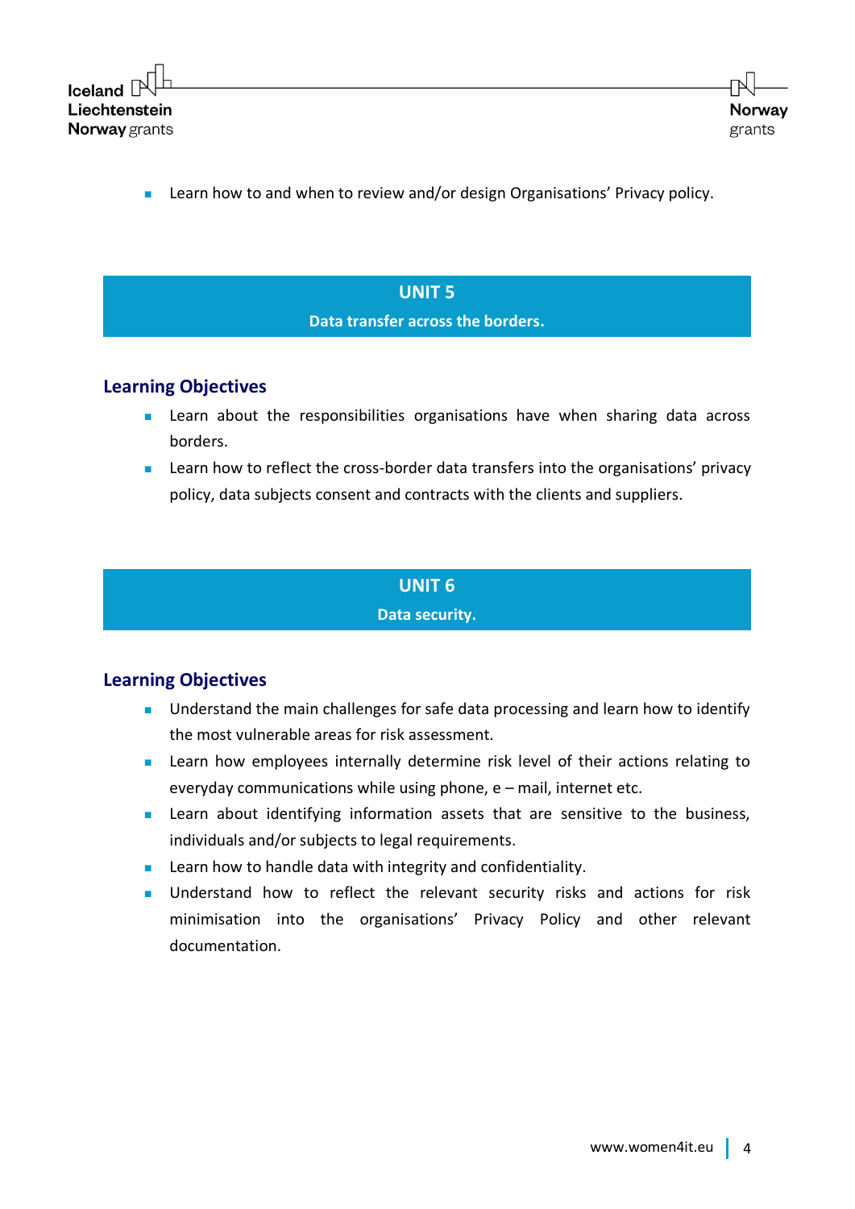- Learn how to and when to review and/or design Organisations' Privacy policy.

## UNIT 5

**Data transfer across the borders.**

### Learning Objectives

- Learn about the responsibilities organisations have when sharing data across borders.
- Learn how to reflect the cross-border data transfers into the organisations' privacy policy, data subjects consent and contracts with the clients and suppliers.

## UNIT 6

**Data security.**

### Learning Objectives

- Understand the main challenges for safe data processing and learn how to identify the most vulnerable areas for risk assessment.
- Learn how employees internally determine risk level of their actions relating to everyday communications while using phone, e – mail, internet etc.
- Learn about identifying information assets that are sensitive to the business, individuals and/or subjects to legal requirements.
- Learn how to handle data with integrity and confidentiality.
- Understand how to reflect the relevant security risks and actions for risk minimisation into the organisations' Privacy Policy and other relevant documentation.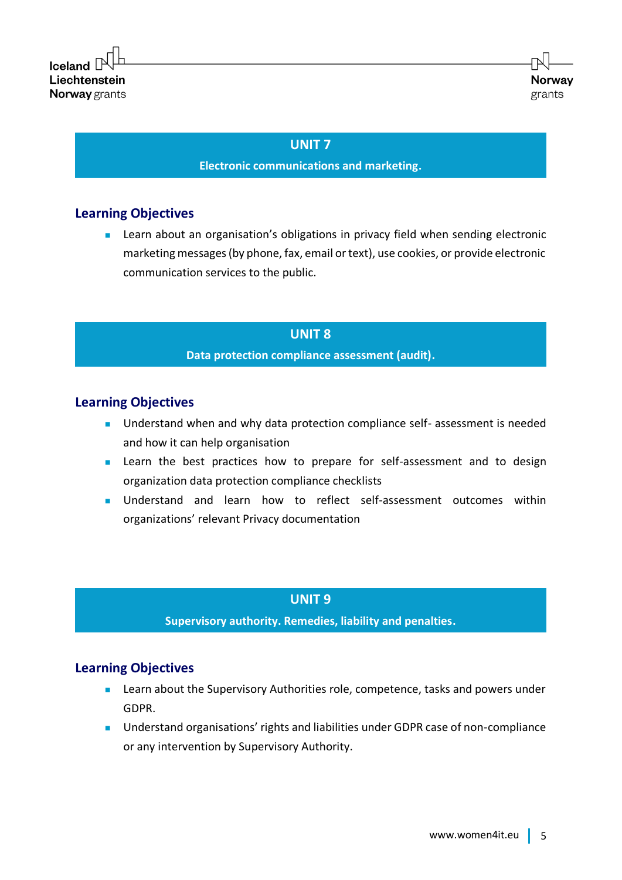## UNIT 7

**Electronic communications and marketing.**

### Learning Objectives

- Learn about an organisation's obligations in privacy field when sending electronic marketing messages (by phone, fax, email or text), use cookies, or provide electronic communication services to the public.

## UNIT 8

**Data protection compliance assessment (audit).**

### Learning Objectives

- Understand when and why data protection compliance self- assessment is needed and how it can help organisation
- Learn the best practices how to prepare for self-assessment and to design organization data protection compliance checklists
- Understand and learn how to reflect self-assessment outcomes within organizations' relevant Privacy documentation

## UNIT 9

**Supervisory authority. Remedies, liability and penalties.**

### Learning Objectives

- Learn about the Supervisory Authorities role, competence, tasks and powers under GDPR.
- Understand organisations' rights and liabilities under GDPR case of non-compliance or any intervention by Supervisory Authority.